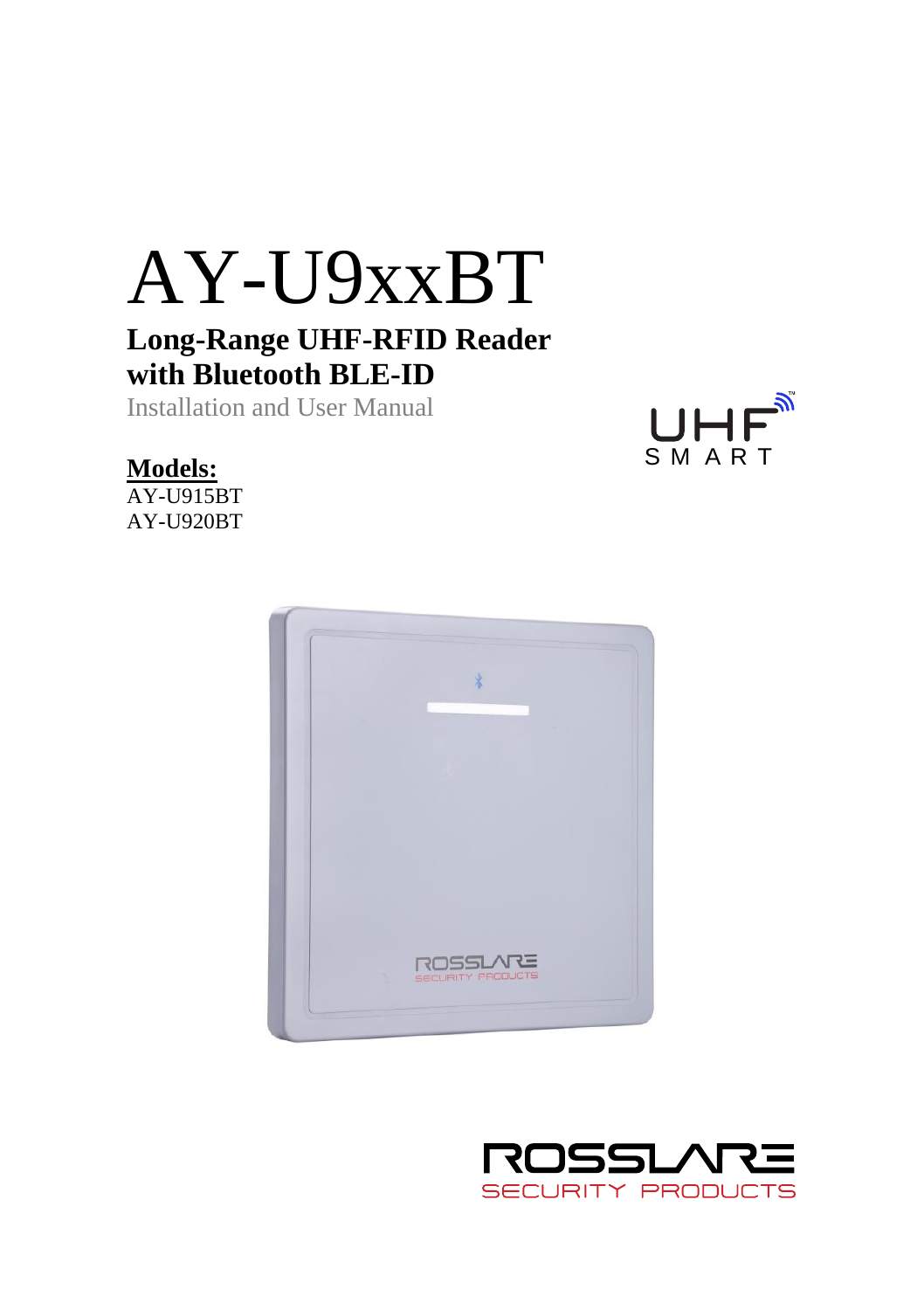# AY-U9xxBT

## Long-Range UHF-RFID Reader with Bluetooth BLE-ID

Installation and User Manual

**Models:**

AY-U915BT
AY-U920BT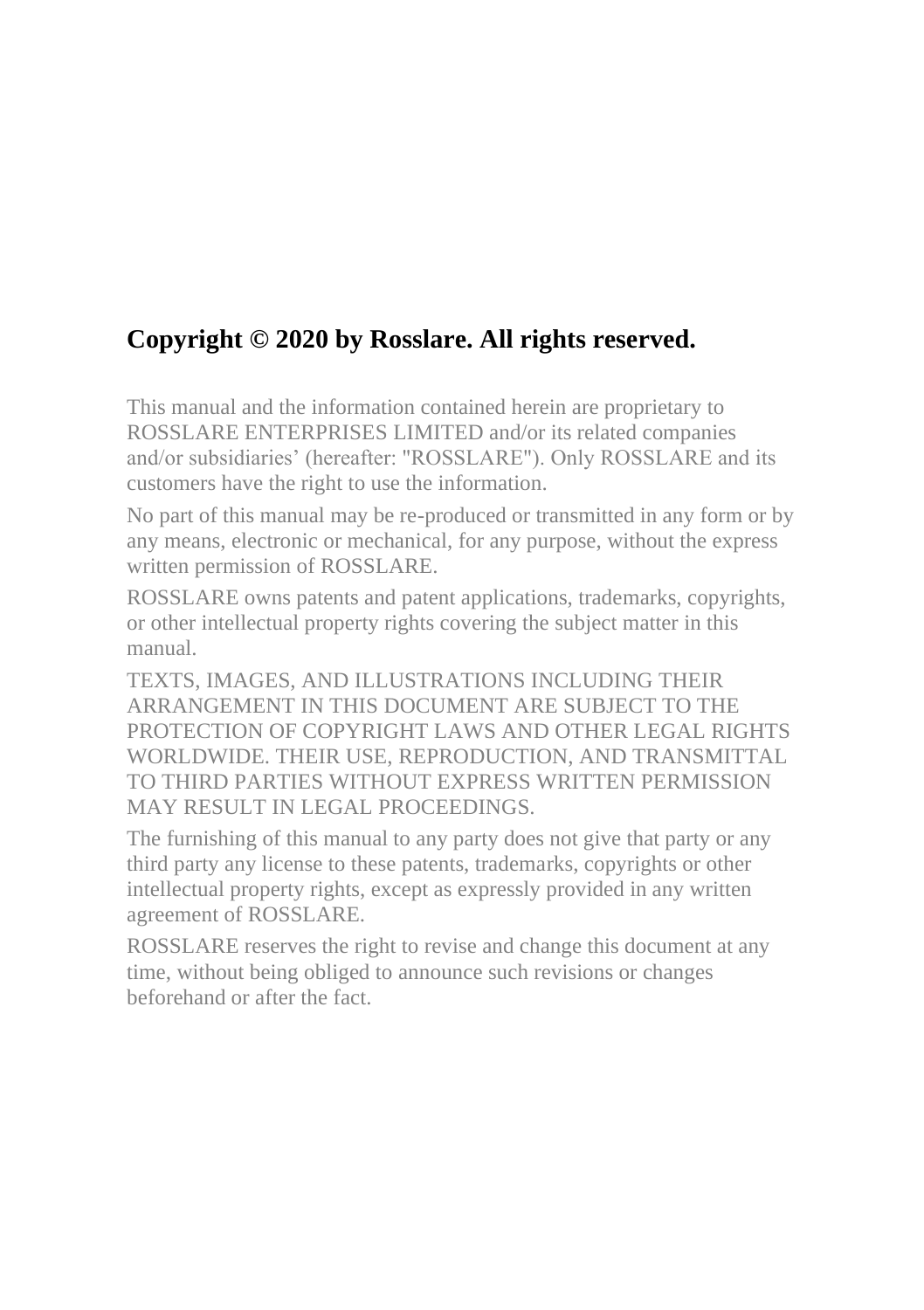**Copyright © 2020 by Rosslare. All rights reserved.**

This manual and the information contained herein are proprietary to ROSSLARE ENTERPRISES LIMITED and/or its related companies and/or subsidiaries' (hereafter: "ROSSLARE"). Only ROSSLARE and its customers have the right to use the information.

No part of this manual may be re-produced or transmitted in any form or by any means, electronic or mechanical, for any purpose, without the express written permission of ROSSLARE.

ROSSLARE owns patents and patent applications, trademarks, copyrights, or other intellectual property rights covering the subject matter in this manual.

TEXTS, IMAGES, AND ILLUSTRATIONS INCLUDING THEIR ARRANGEMENT IN THIS DOCUMENT ARE SUBJECT TO THE PROTECTION OF COPYRIGHT LAWS AND OTHER LEGAL RIGHTS WORLDWIDE. THEIR USE, REPRODUCTION, AND TRANSMITTAL TO THIRD PARTIES WITHOUT EXPRESS WRITTEN PERMISSION MAY RESULT IN LEGAL PROCEEDINGS.

The furnishing of this manual to any party does not give that party or any third party any license to these patents, trademarks, copyrights or other intellectual property rights, except as expressly provided in any written agreement of ROSSLARE.

ROSSLARE reserves the right to revise and change this document at any time, without being obliged to announce such revisions or changes beforehand or after the fact.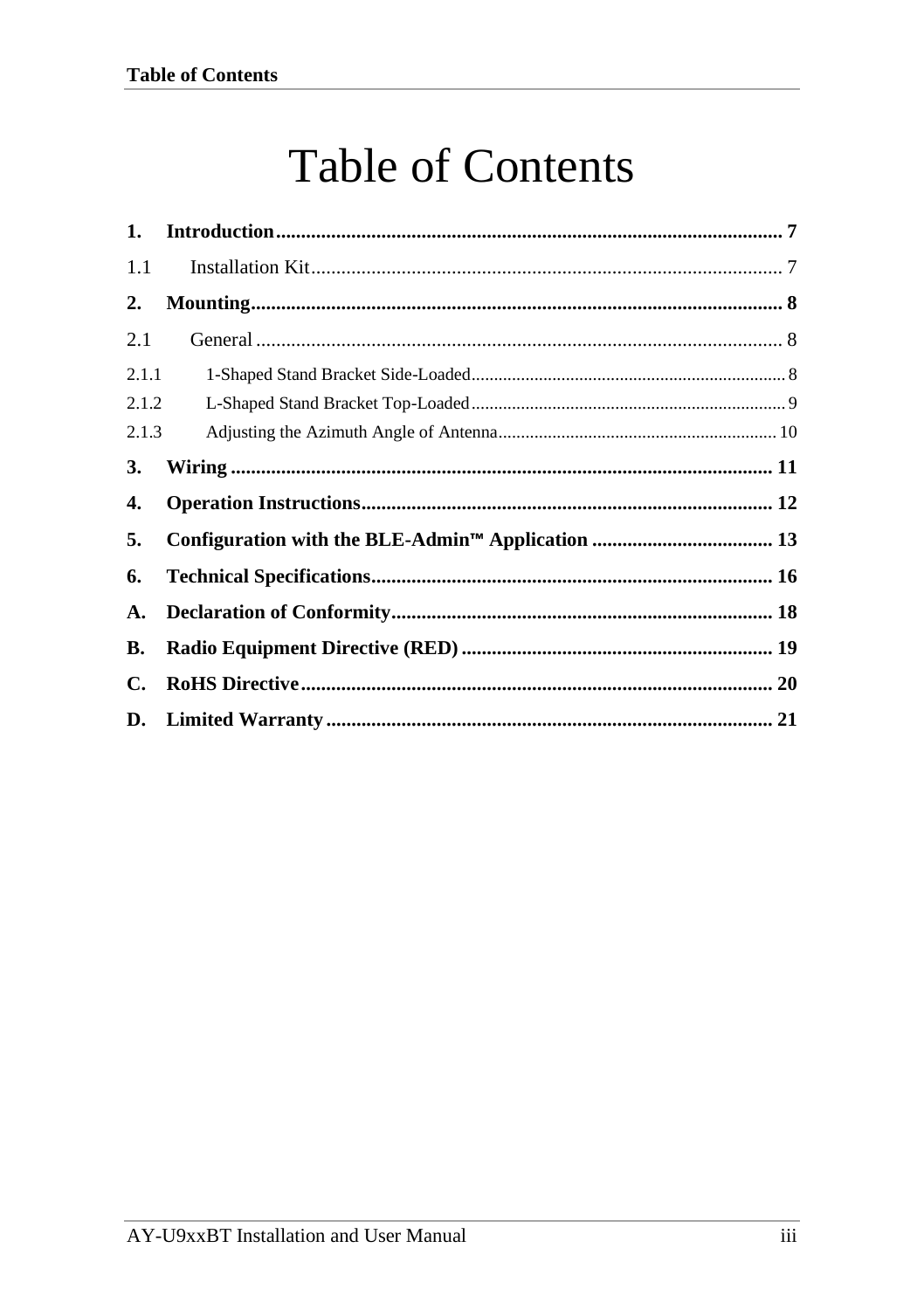# Table of Contents

**1. Introduction** ..... 7

1.1 Installation Kit ..... 7

**2. Mounting** ..... 8

2.1 General ..... 8

2.1.1 1-Shaped Stand Bracket Side-Loaded ..... 8

2.1.2 L-Shaped Stand Bracket Top-Loaded ..... 9

2.1.3 Adjusting the Azimuth Angle of Antenna ..... 10

**3. Wiring** ..... 11

**4. Operation Instructions** ..... 12

**5. Configuration with the BLE-Admin™ Application** ..... 13

**6. Technical Specifications** ..... 16

**A. Declaration of Conformity** ..... 18

**B. Radio Equipment Directive (RED)** ..... 19

**C. RoHS Directive** ..... 20

**D. Limited Warranty** ..... 21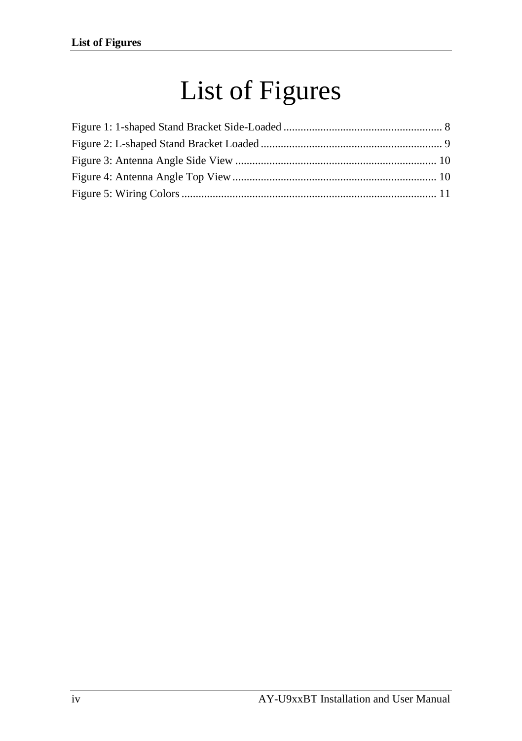# List of Figures

Figure 1: 1-shaped Stand Bracket Side-Loaded ........................................................ 8
Figure 2: L-shaped Stand Bracket Loaded ................................................................ 9
Figure 3: Antenna Angle Side View ....................................................................... 10
Figure 4: Antenna Angle Top View ........................................................................ 10
Figure 5: Wiring Colors ......................................................................................... 11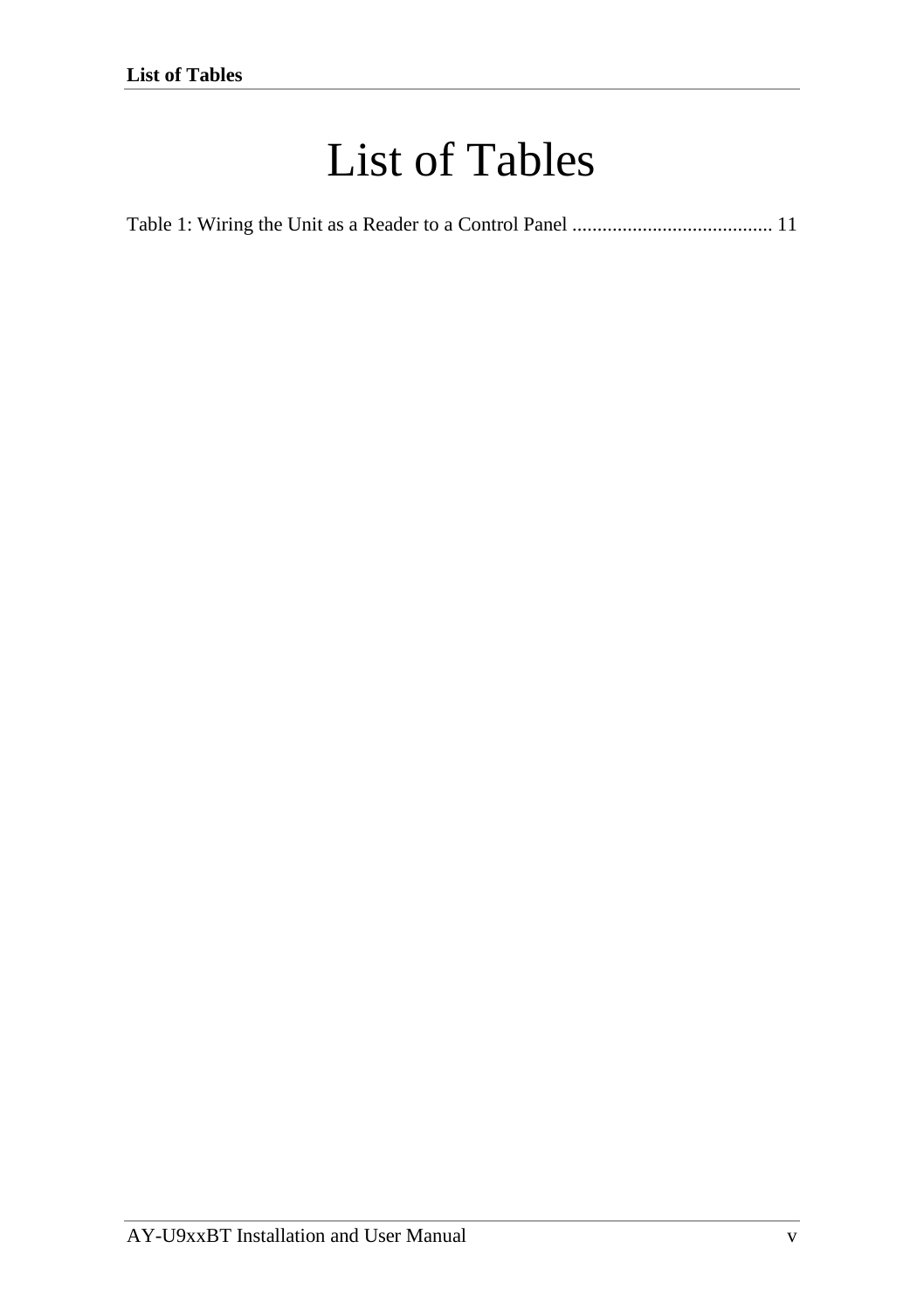# List of Tables

Table 1: Wiring the Unit as a Reader to a Control Panel ........................................ 11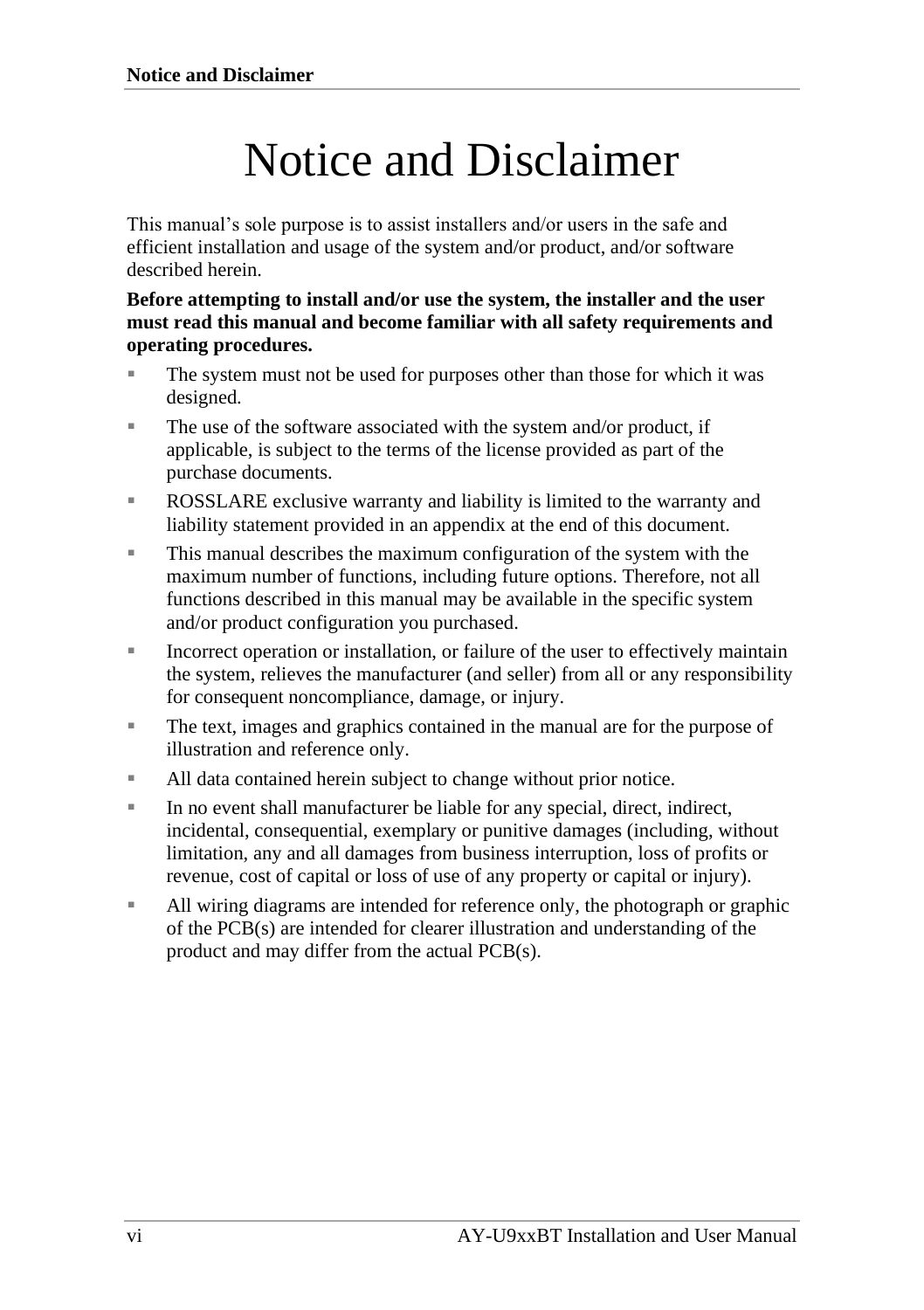# Notice and Disclaimer

This manual's sole purpose is to assist installers and/or users in the safe and efficient installation and usage of the system and/or product, and/or software described herein.

**Before attempting to install and/or use the system, the installer and the user must read this manual and become familiar with all safety requirements and operating procedures.**

- The system must not be used for purposes other than those for which it was designed.
- The use of the software associated with the system and/or product, if applicable, is subject to the terms of the license provided as part of the purchase documents.
- ROSSLARE exclusive warranty and liability is limited to the warranty and liability statement provided in an appendix at the end of this document.
- This manual describes the maximum configuration of the system with the maximum number of functions, including future options. Therefore, not all functions described in this manual may be available in the specific system and/or product configuration you purchased.
- Incorrect operation or installation, or failure of the user to effectively maintain the system, relieves the manufacturer (and seller) from all or any responsibility for consequent noncompliance, damage, or injury.
- The text, images and graphics contained in the manual are for the purpose of illustration and reference only.
- All data contained herein subject to change without prior notice.
- In no event shall manufacturer be liable for any special, direct, indirect, incidental, consequential, exemplary or punitive damages (including, without limitation, any and all damages from business interruption, loss of profits or revenue, cost of capital or loss of use of any property or capital or injury).
- All wiring diagrams are intended for reference only, the photograph or graphic of the PCB(s) are intended for clearer illustration and understanding of the product and may differ from the actual PCB(s).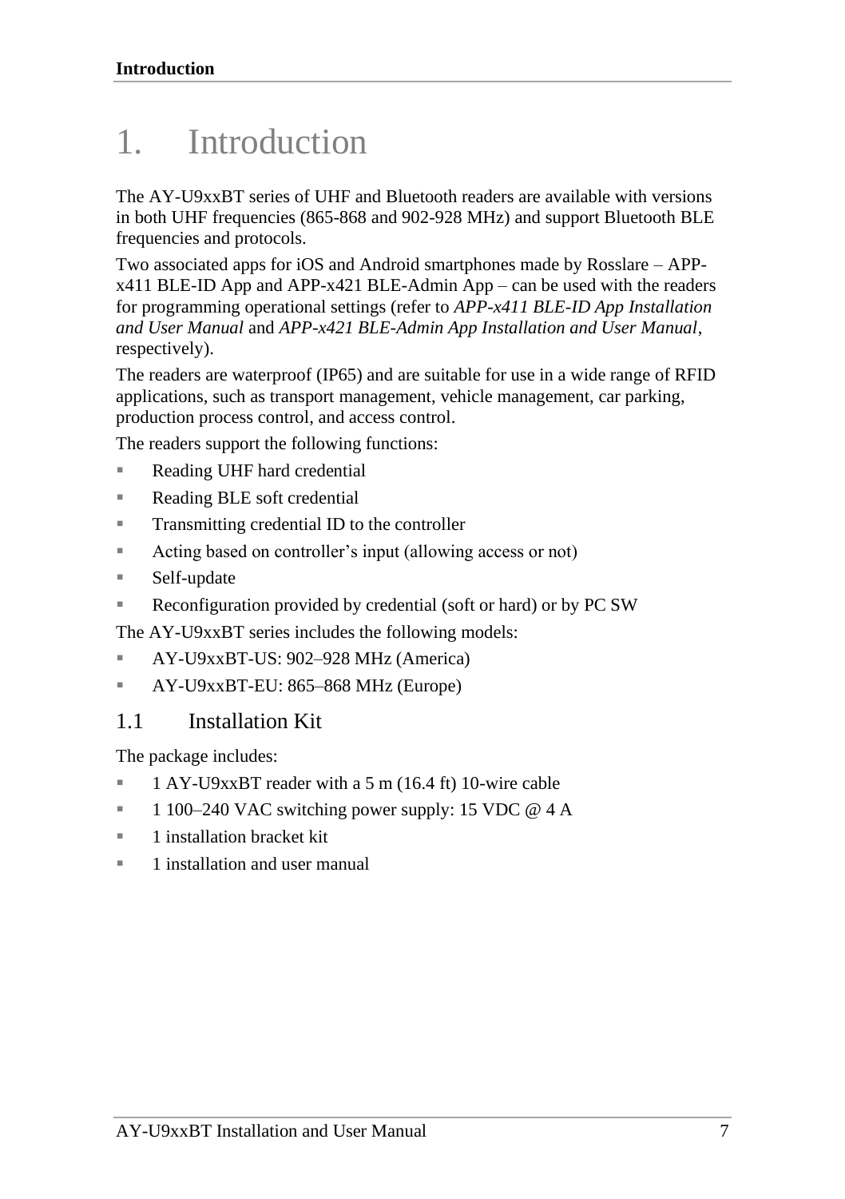# 1. Introduction

The AY-U9xxBT series of UHF and Bluetooth readers are available with versions in both UHF frequencies (865-868 and 902-928 MHz) and support Bluetooth BLE frequencies and protocols.

Two associated apps for iOS and Android smartphones made by Rosslare – APP-x411 BLE-ID App and APP-x421 BLE-Admin App – can be used with the readers for programming operational settings (refer to *APP-x411 BLE-ID App Installation and User Manual* and *APP-x421 BLE-Admin App Installation and User Manual*, respectively).

The readers are waterproof (IP65) and are suitable for use in a wide range of RFID applications, such as transport management, vehicle management, car parking, production process control, and access control.

The readers support the following functions:

- Reading UHF hard credential
- Reading BLE soft credential
- Transmitting credential ID to the controller
- Acting based on controller's input (allowing access or not)
- Self-update
- Reconfiguration provided by credential (soft or hard) or by PC SW

The AY-U9xxBT series includes the following models:

- AY-U9xxBT-US: 902–928 MHz (America)
- AY-U9xxBT-EU: 865–868 MHz (Europe)

## 1.1 Installation Kit

The package includes:

- 1 AY-U9xxBT reader with a 5 m (16.4 ft) 10-wire cable
- 1 100–240 VAC switching power supply: 15 VDC @ 4 A
- 1 installation bracket kit
- 1 installation and user manual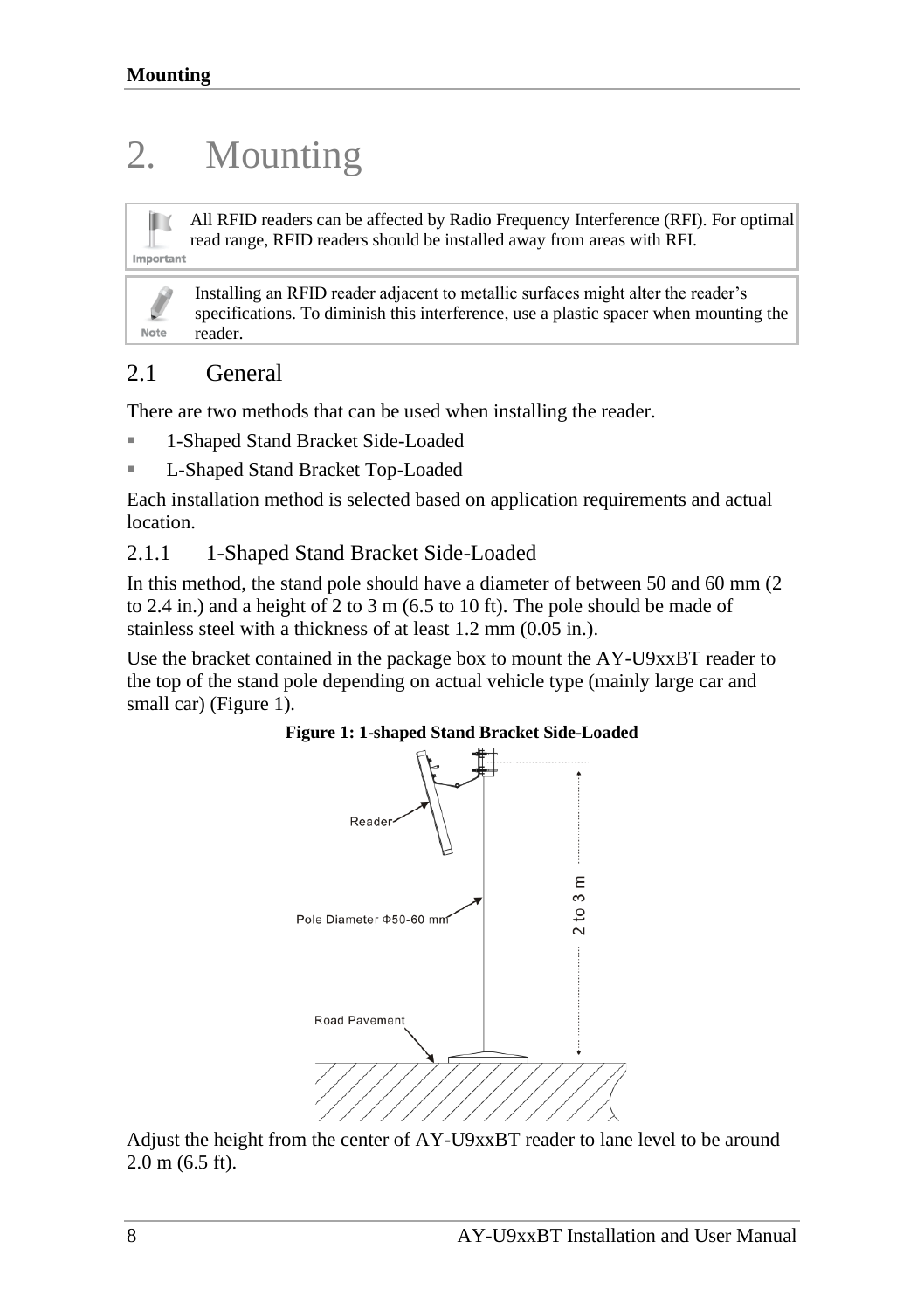# 2. Mounting

All RFID readers can be affected by Radio Frequency Interference (RFI). For optimal read range, RFID readers should be installed away from areas with RFI.

Installing an RFID reader adjacent to metallic surfaces might alter the reader's specifications. To diminish this interference, use a plastic spacer when mounting the reader.

## 2.1 General

There are two methods that can be used when installing the reader.

- 1-Shaped Stand Bracket Side-Loaded
- L-Shaped Stand Bracket Top-Loaded

Each installation method is selected based on application requirements and actual location.

### 2.1.1 1-Shaped Stand Bracket Side-Loaded

In this method, the stand pole should have a diameter of between 50 and 60 mm (2 to 2.4 in.) and a height of 2 to 3 m (6.5 to 10 ft). The pole should be made of stainless steel with a thickness of at least 1.2 mm (0.05 in.).

Use the bracket contained in the package box to mount the AY-U9xxBT reader to the top of the stand pole depending on actual vehicle type (mainly large car and small car) (Figure 1).

**Figure 1: 1-shaped Stand Bracket Side-Loaded**

Adjust the height from the center of AY-U9xxBT reader to lane level to be around 2.0 m (6.5 ft).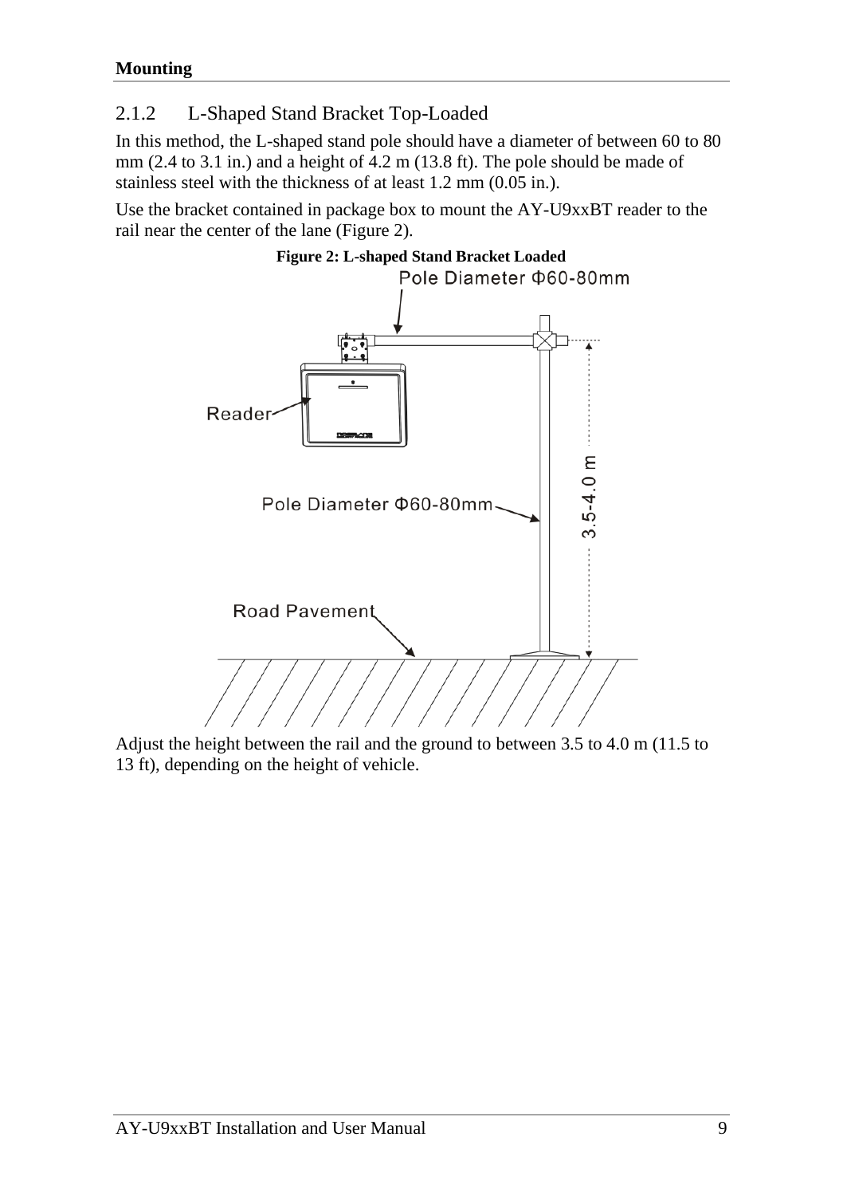### 2.1.2 L-Shaped Stand Bracket Top-Loaded

In this method, the L-shaped stand pole should have a diameter of between 60 to 80 mm (2.4 to 3.1 in.) and a height of 4.2 m (13.8 ft). The pole should be made of stainless steel with the thickness of at least 1.2 mm (0.05 in.).

Use the bracket contained in package box to mount the AY-U9xxBT reader to the rail near the center of the lane (Figure 2).

**Figure 2: L-shaped Stand Bracket Loaded**

Adjust the height between the rail and the ground to between 3.5 to 4.0 m (11.5 to 13 ft), depending on the height of vehicle.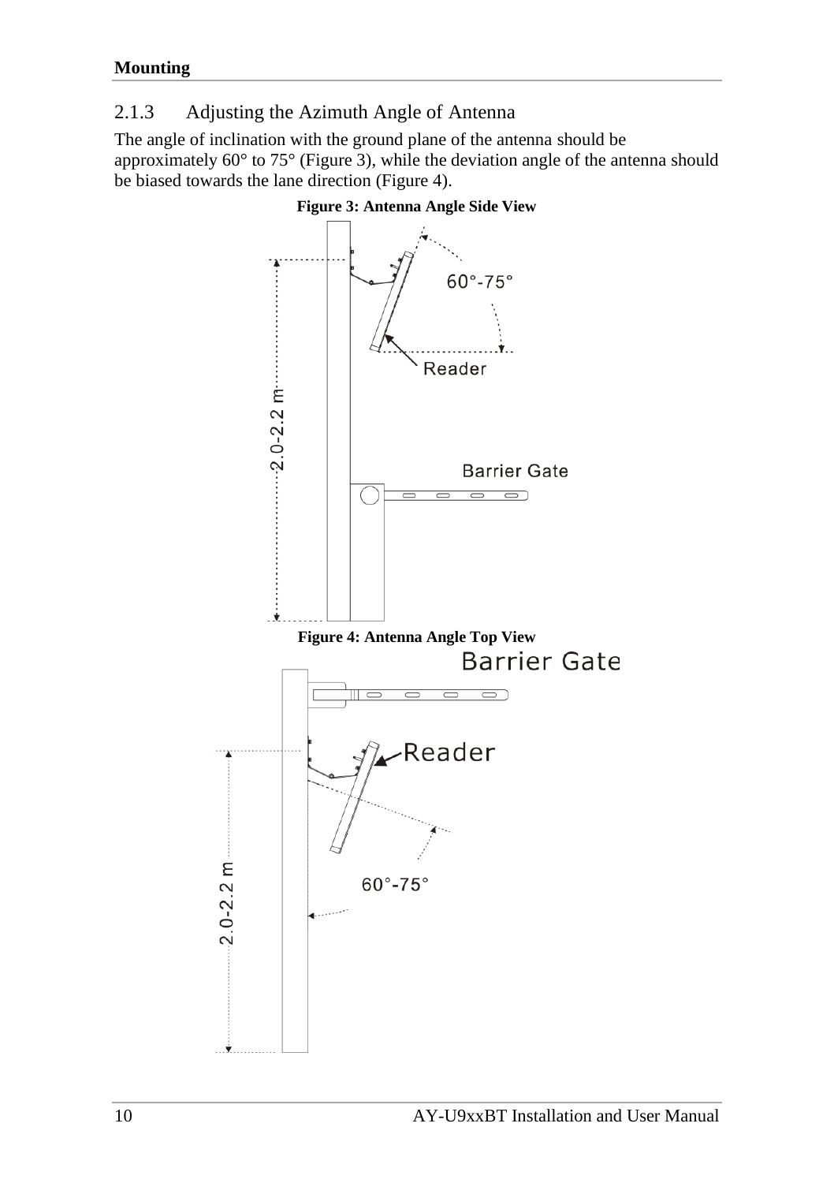### 2.1.3 Adjusting the Azimuth Angle of Antenna

The angle of inclination with the ground plane of the antenna should be approximately 60° to 75° (Figure 3), while the deviation angle of the antenna should be biased towards the lane direction (Figure 4).

**Figure 3: Antenna Angle Side View**

**Figure 4: Antenna Angle Top View**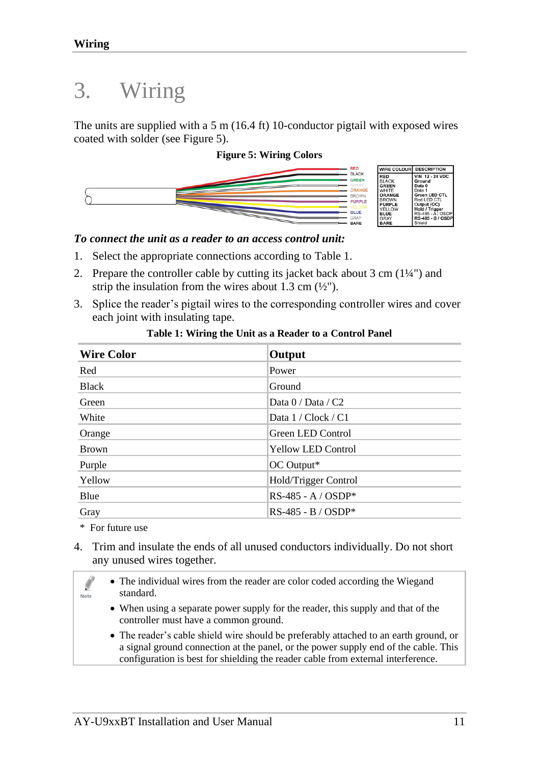# 3. Wiring

The units are supplied with a 5 m (16.4 ft) 10-conductor pigtail with exposed wires coated with solder (see Figure 5).

**Figure 5: Wiring Colors**

| WIRE COLOUR | DESCRIPTION |
|---|---|
| RED | VIN 12 - 24 VDC |
| BLACK | Ground |
| GREEN | Data 0 |
| WHITE | Data 1 |
| ORANGE | Green LED CTL |
| BROWN | Red LED CTL |
| PURPLE | Output (OC) |
| YELLOW | Hold / Trigger |
| BLUE | RS-485 - A / OSDP |
| GRAY | RS-485 - B / OSDP |
| BARE | Shield |

***To connect the unit as a reader to an access control unit:***

1. Select the appropriate connections according to Table 1.
2. Prepare the controller cable by cutting its jacket back about 3 cm (1¼") and strip the insulation from the wires about 1.3 cm (½").
3. Splice the reader's pigtail wires to the corresponding controller wires and cover each joint with insulating tape.

**Table 1: Wiring the Unit as a Reader to a Control Panel**

| Wire Color | Output |
|---|---|
| Red | Power |
| Black | Ground |
| Green | Data 0 / Data / C2 |
| White | Data 1 / Clock / C1 |
| Orange | Green LED Control |
| Brown | Yellow LED Control |
| Purple | OC Output* |
| Yellow | Hold/Trigger Control |
| Blue | RS-485 - A / OSDP* |
| Gray | RS-485 - B / OSDP* |

\* For future use

4. Trim and insulate the ends of all unused conductors individually. Do not short any unused wires together.

> Note
>
> - The individual wires from the reader are color coded according the Wiegand standard.
> - When using a separate power supply for the reader, this supply and that of the controller must have a common ground.
> - The reader's cable shield wire should be preferably attached to an earth ground, or a signal ground connection at the panel, or the power supply end of the cable. This configuration is best for shielding the reader cable from external interference.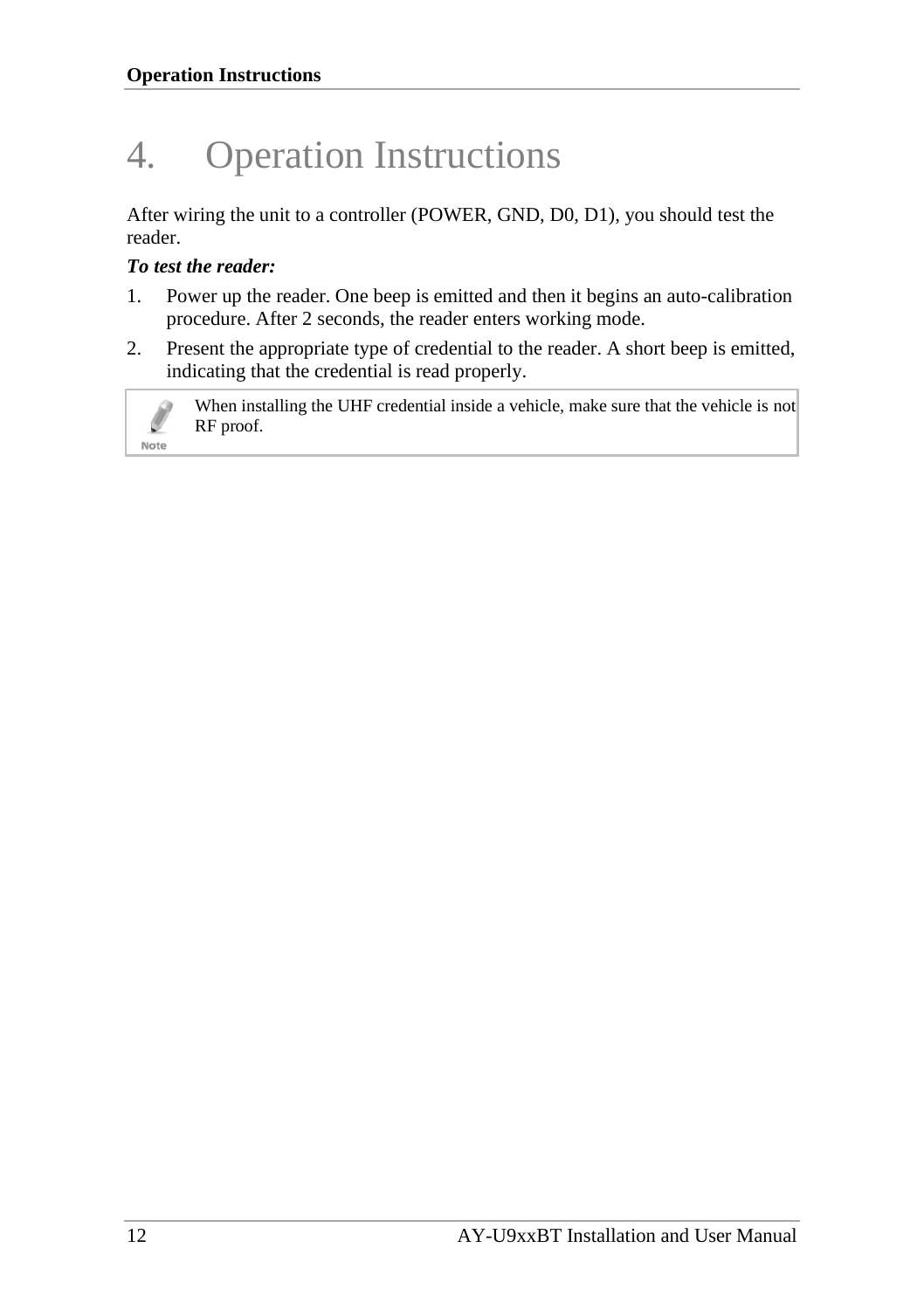# 4. Operation Instructions

After wiring the unit to a controller (POWER, GND, D0, D1), you should test the reader.

***To test the reader:***

1. Power up the reader. One beep is emitted and then it begins an auto-calibration procedure. After 2 seconds, the reader enters working mode.
2. Present the appropriate type of credential to the reader. A short beep is emitted, indicating that the credential is read properly.

> **Note:** When installing the UHF credential inside a vehicle, make sure that the vehicle is not RF proof.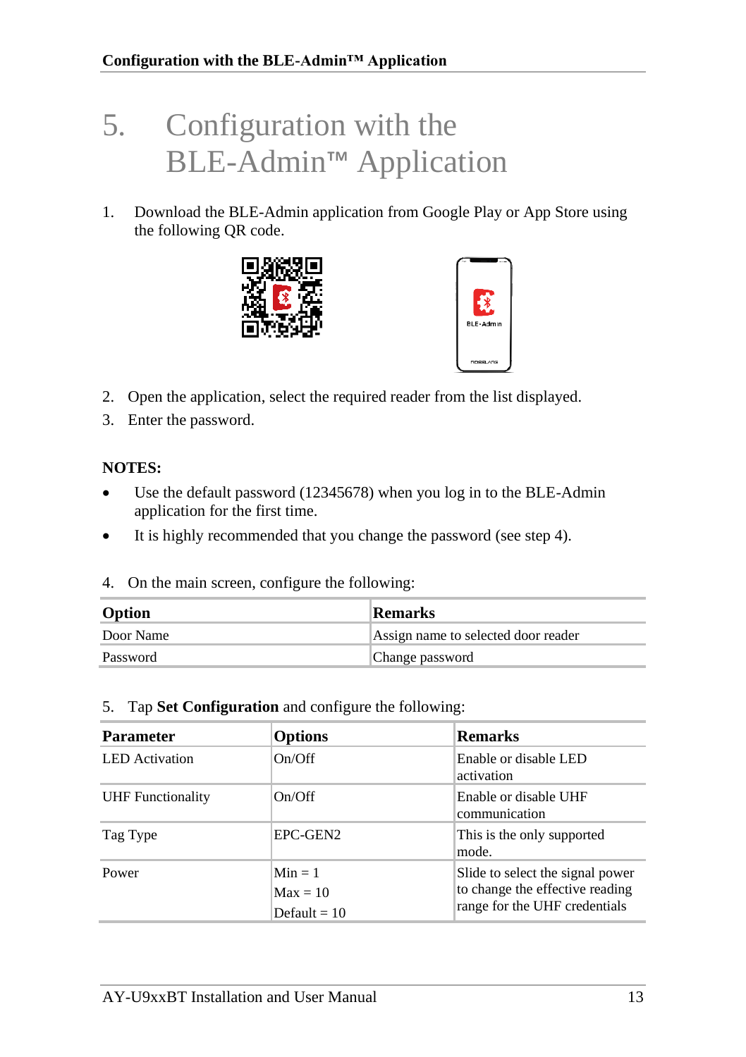# 5. Configuration with the BLE-Admin™ Application

1. Download the BLE-Admin application from Google Play or App Store using the following QR code.

2. Open the application, select the required reader from the list displayed.
3. Enter the password.

**NOTES:**

- Use the default password (12345678) when you log in to the BLE-Admin application for the first time.
- It is highly recommended that you change the password (see step 4).

4. On the main screen, configure the following:

| Option | Remarks |
|---|---|
| Door Name | Assign name to selected door reader |
| Password | Change password |

5. Tap **Set Configuration** and configure the following:

| Parameter | Options | Remarks |
|---|---|---|
| LED Activation | On/Off | Enable or disable LED activation |
| UHF Functionality | On/Off | Enable or disable UHF communication |
| Tag Type | EPC-GEN2 | This is the only supported mode. |
| Power | Min = 1<br>Max = 10<br>Default = 10 | Slide to select the signal power to change the effective reading range for the UHF credentials |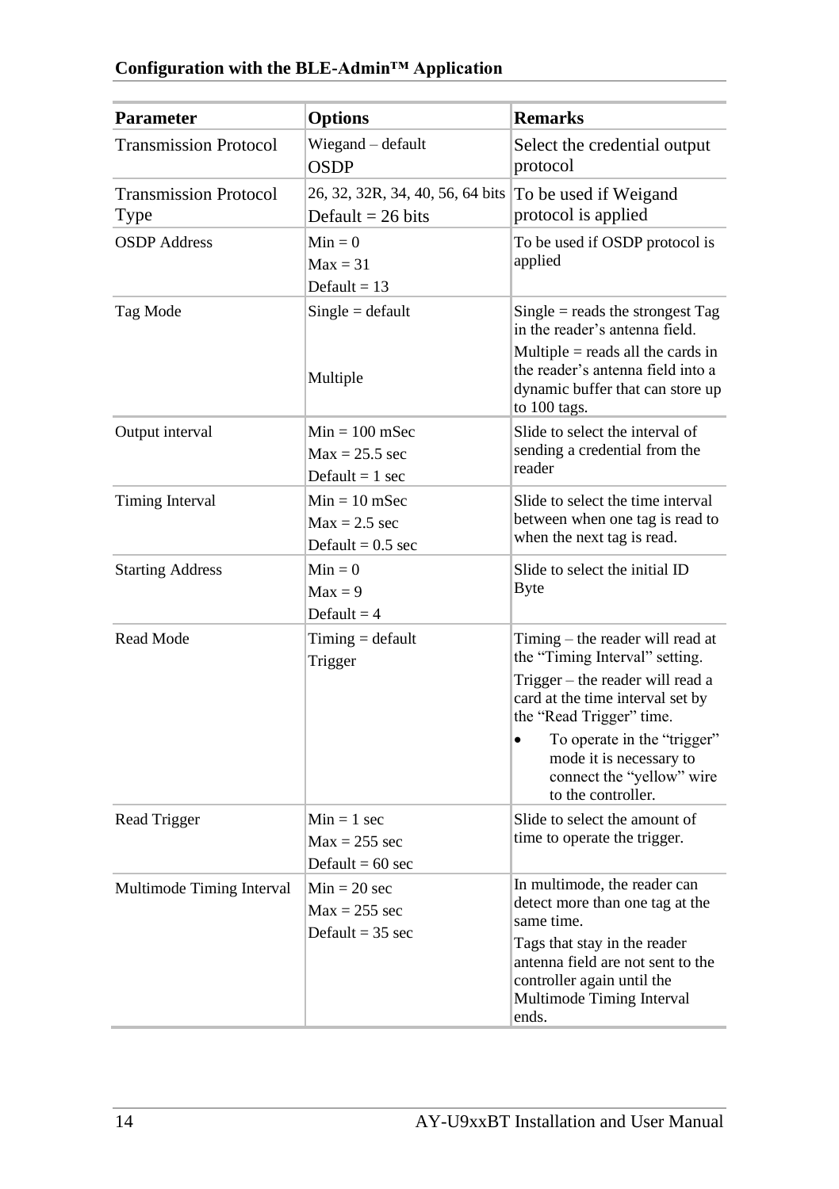| Parameter | Options | Remarks |
|---|---|---|
| Transmission Protocol | Wiegand – default<br>OSDP | Select the credential output protocol |
| Transmission Protocol Type | 26, 32, 32R, 34, 40, 56, 64 bits<br>Default = 26 bits | To be used if Weigand protocol is applied |
| OSDP Address | Min = 0<br>Max = 31<br>Default = 13 | To be used if OSDP protocol is applied |
| Tag Mode | Single = default<br><br>Multiple | Single = reads the strongest Tag in the reader's antenna field.<br>Multiple = reads all the cards in the reader's antenna field into a dynamic buffer that can store up to 100 tags. |
| Output interval | Min = 100 mSec<br>Max = 25.5 sec<br>Default = 1 sec | Slide to select the interval of sending a credential from the reader |
| Timing Interval | Min = 10 mSec<br>Max = 2.5 sec<br>Default = 0.5 sec | Slide to select the time interval between when one tag is read to when the next tag is read. |
| Starting Address | Min = 0<br>Max = 9<br>Default = 4 | Slide to select the initial ID Byte |
| Read Mode | Timing = default<br>Trigger | Timing – the reader will read at the "Timing Interval" setting.<br>Trigger – the reader will read a card at the time interval set by the "Read Trigger" time.<br>• To operate in the "trigger" mode it is necessary to connect the "yellow" wire to the controller. |
| Read Trigger | Min = 1 sec<br>Max = 255 sec<br>Default = 60 sec | Slide to select the amount of time to operate the trigger. |
| Multimode Timing Interval | Min = 20 sec<br>Max = 255 sec<br>Default = 35 sec | In multimode, the reader can detect more than one tag at the same time.<br>Tags that stay in the reader antenna field are not sent to the controller again until the Multimode Timing Interval ends. |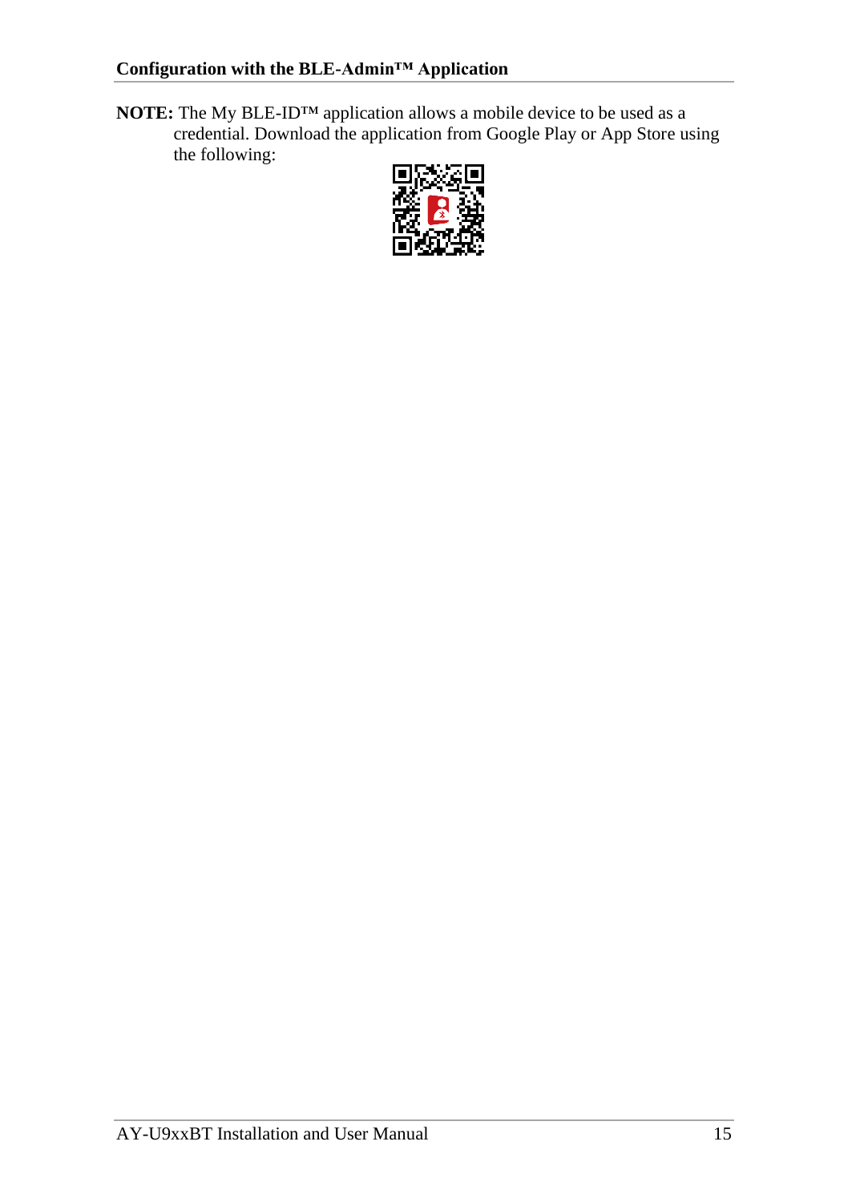**NOTE:** The My BLE-ID™ application allows a mobile device to be used as a credential. Download the application from Google Play or App Store using the following: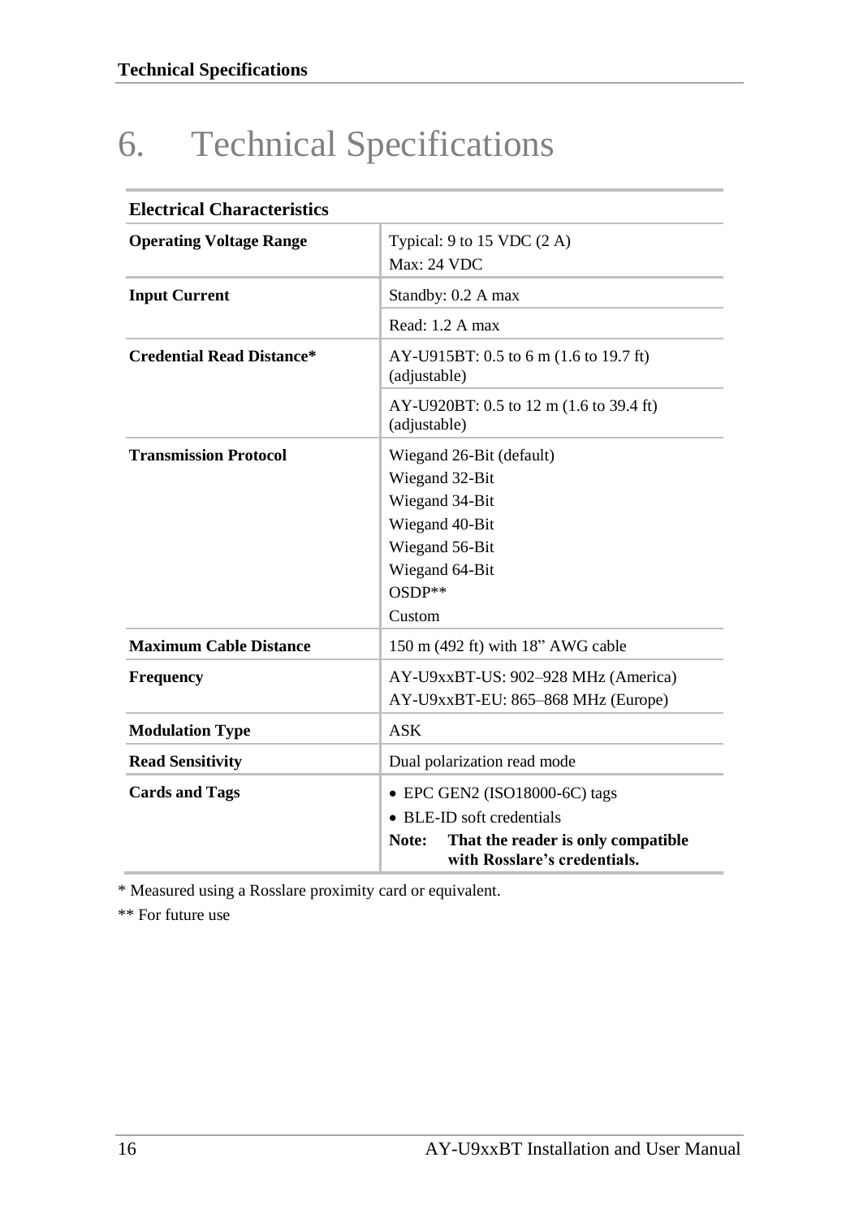# 6. Technical Specifications

| Electrical Characteristics | |
|---|---|
| **Operating Voltage Range** | Typical: 9 to 15 VDC (2 A)<br>Max: 24 VDC |
| **Input Current** | Standby: 0.2 A max |
| | Read: 1.2 A max |
| **Credential Read Distance*** | AY-U915BT: 0.5 to 6 m (1.6 to 19.7 ft) (adjustable) |
| | AY-U920BT: 0.5 to 12 m (1.6 to 39.4 ft) (adjustable) |
| **Transmission Protocol** | Wiegand 26-Bit (default)<br>Wiegand 32-Bit<br>Wiegand 34-Bit<br>Wiegand 40-Bit<br>Wiegand 56-Bit<br>Wiegand 64-Bit<br>OSDP**<br>Custom |
| **Maximum Cable Distance** | 150 m (492 ft) with 18" AWG cable |
| **Frequency** | AY-U9xxBT-US: 902–928 MHz (America)<br>AY-U9xxBT-EU: 865–868 MHz (Europe) |
| **Modulation Type** | ASK |
| **Read Sensitivity** | Dual polarization read mode |
| **Cards and Tags** | • EPC GEN2 (ISO18000-6C) tags<br>• BLE-ID soft credentials<br>**Note: That the reader is only compatible with Rosslare's credentials.** |

* Measured using a Rosslare proximity card or equivalent.

** For future use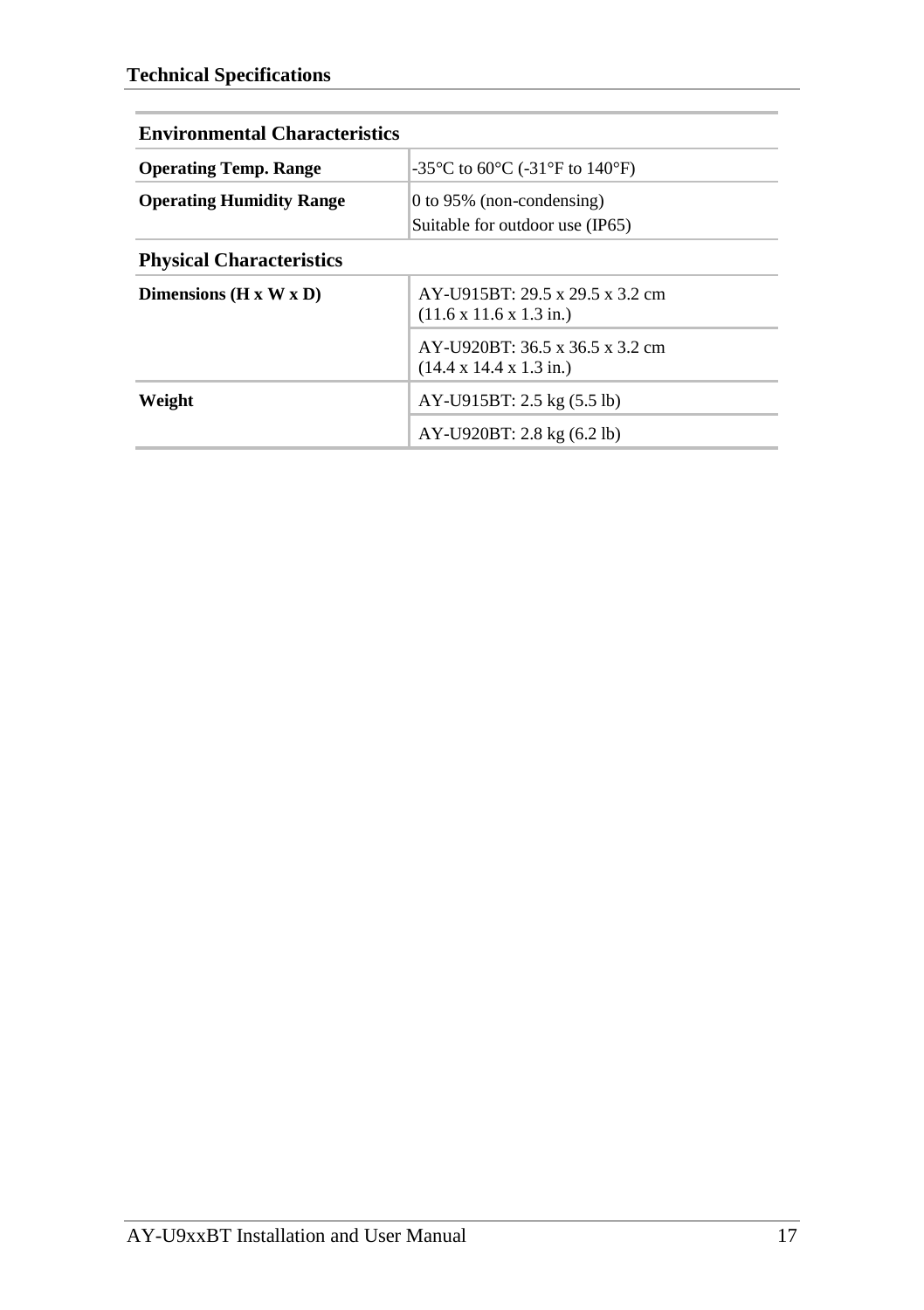## Technical Specifications

| Environmental Characteristics | |
|---|---|
| **Operating Temp. Range** | -35°C to 60°C (-31°F to 140°F) |
| **Operating Humidity Range** | 0 to 95% (non-condensing)<br>Suitable for outdoor use (IP65) |

| Physical Characteristics | |
|---|---|
| **Dimensions (H x W x D)** | AY-U915BT: 29.5 x 29.5 x 3.2 cm<br>(11.6 x 11.6 x 1.3 in.) |
| | AY-U920BT: 36.5 x 36.5 x 3.2 cm<br>(14.4 x 14.4 x 1.3 in.) |
| **Weight** | AY-U915BT: 2.5 kg (5.5 lb) |
| | AY-U920BT: 2.8 kg (6.2 lb) |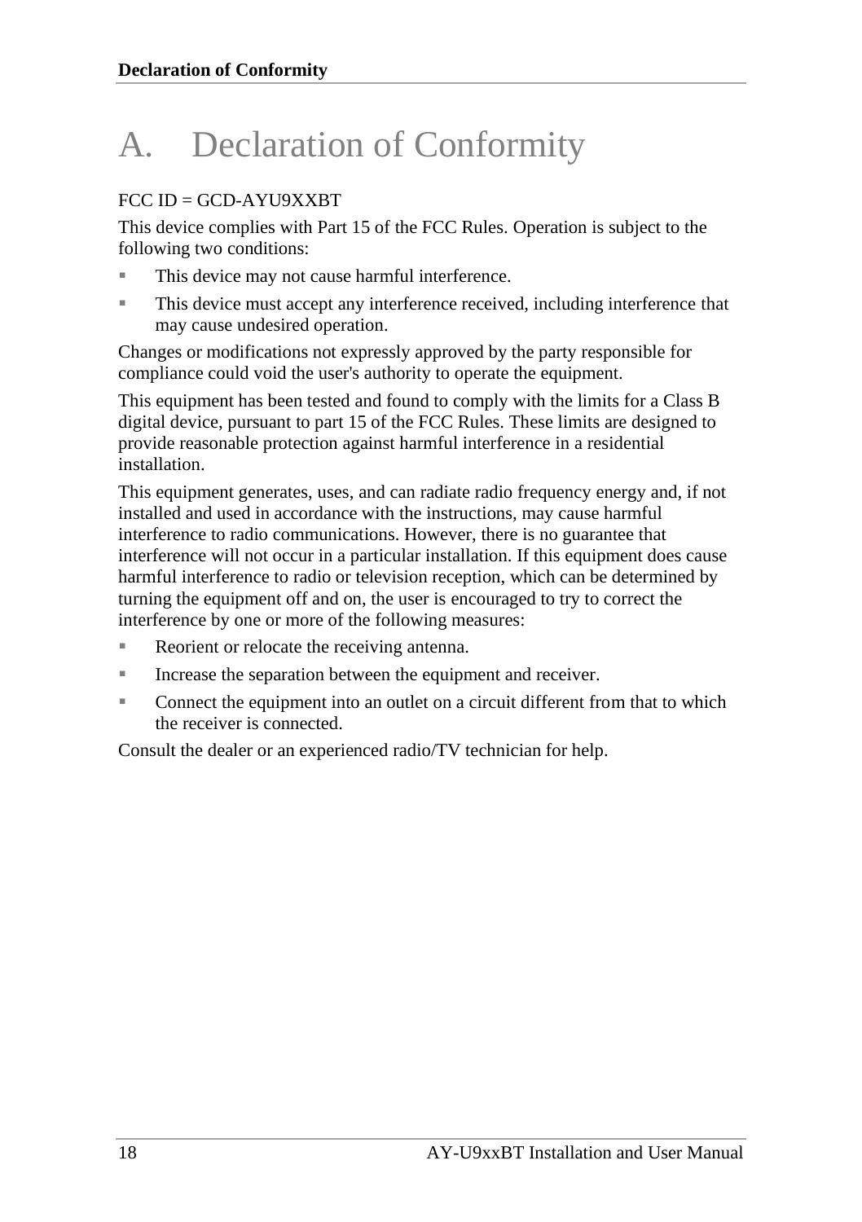# A. Declaration of Conformity

FCC ID = GCD-AYU9XXBT

This device complies with Part 15 of the FCC Rules. Operation is subject to the following two conditions:

- This device may not cause harmful interference.
- This device must accept any interference received, including interference that may cause undesired operation.

Changes or modifications not expressly approved by the party responsible for compliance could void the user's authority to operate the equipment.

This equipment has been tested and found to comply with the limits for a Class B digital device, pursuant to part 15 of the FCC Rules. These limits are designed to provide reasonable protection against harmful interference in a residential installation.

This equipment generates, uses, and can radiate radio frequency energy and, if not installed and used in accordance with the instructions, may cause harmful interference to radio communications. However, there is no guarantee that interference will not occur in a particular installation. If this equipment does cause harmful interference to radio or television reception, which can be determined by turning the equipment off and on, the user is encouraged to try to correct the interference by one or more of the following measures:

- Reorient or relocate the receiving antenna.
- Increase the separation between the equipment and receiver.
- Connect the equipment into an outlet on a circuit different from that to which the receiver is connected.

Consult the dealer or an experienced radio/TV technician for help.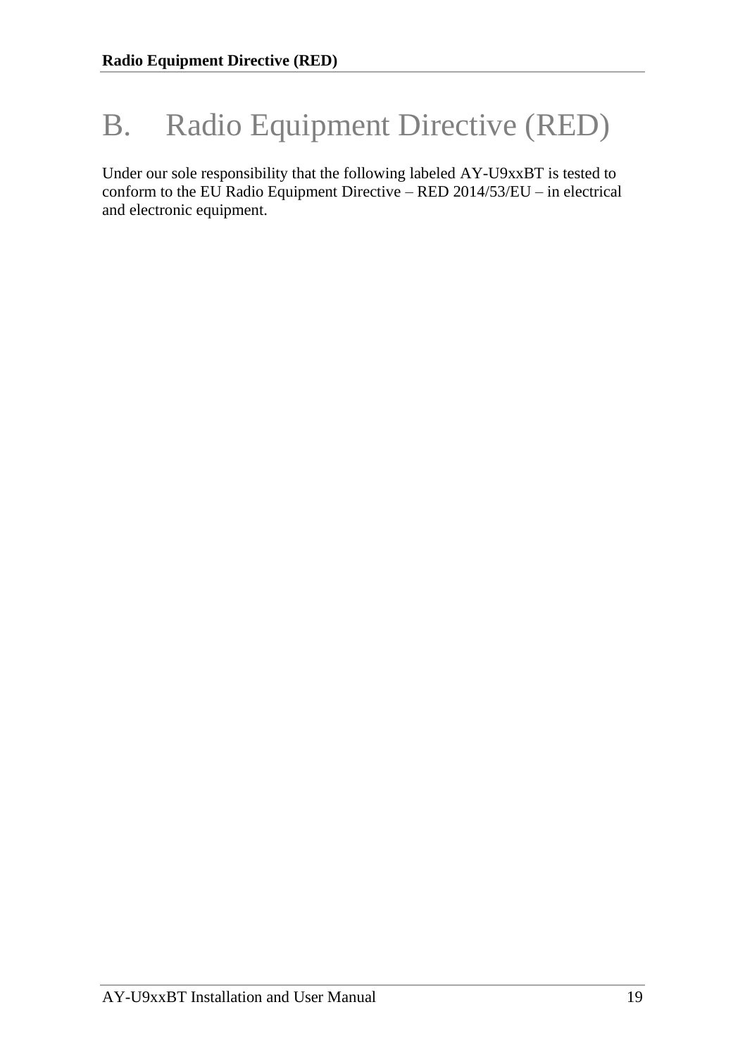# B. Radio Equipment Directive (RED)

Under our sole responsibility that the following labeled AY-U9xxBT is tested to conform to the EU Radio Equipment Directive – RED 2014/53/EU – in electrical and electronic equipment.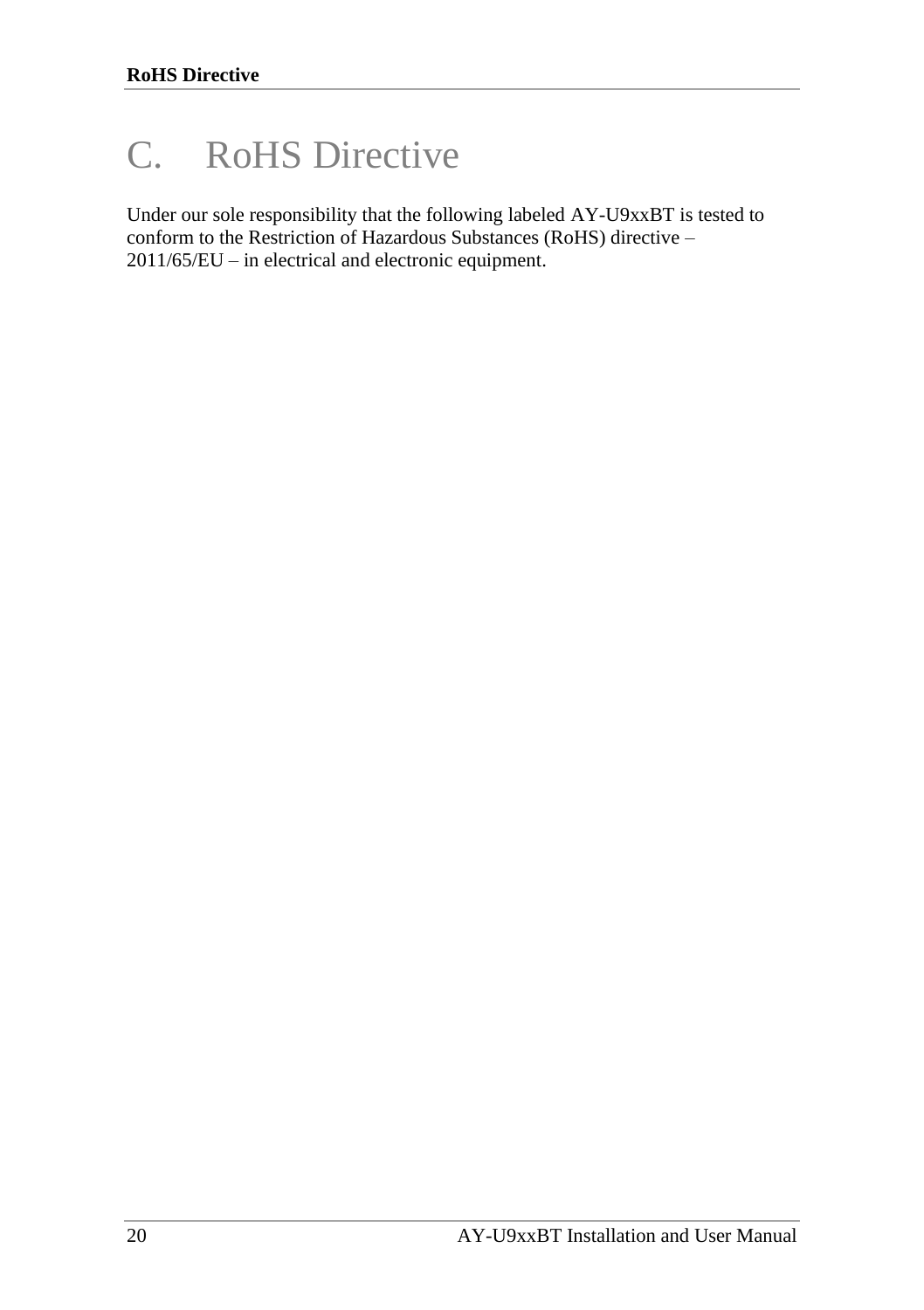# C. RoHS Directive

Under our sole responsibility that the following labeled AY-U9xxBT is tested to conform to the Restriction of Hazardous Substances (RoHS) directive – 2011/65/EU – in electrical and electronic equipment.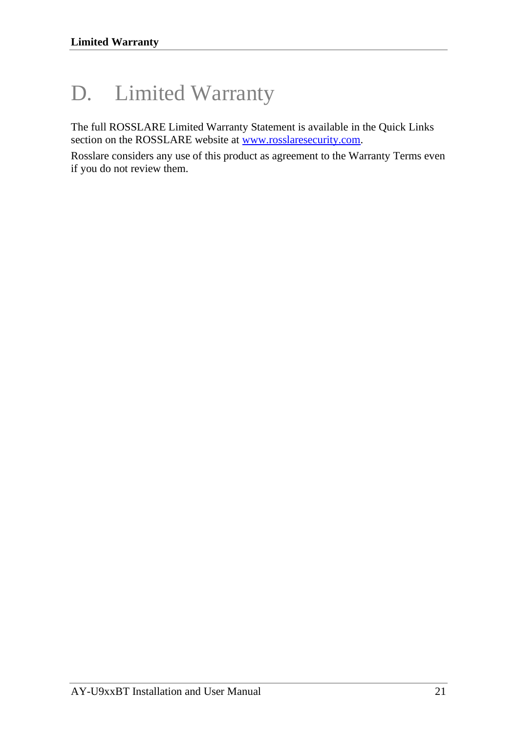# D. Limited Warranty

The full ROSSLARE Limited Warranty Statement is available in the Quick Links section on the ROSSLARE website at [www.rosslaresecurity.com](http://www.rosslaresecurity.com).

Rosslare considers any use of this product as agreement to the Warranty Terms even if you do not review them.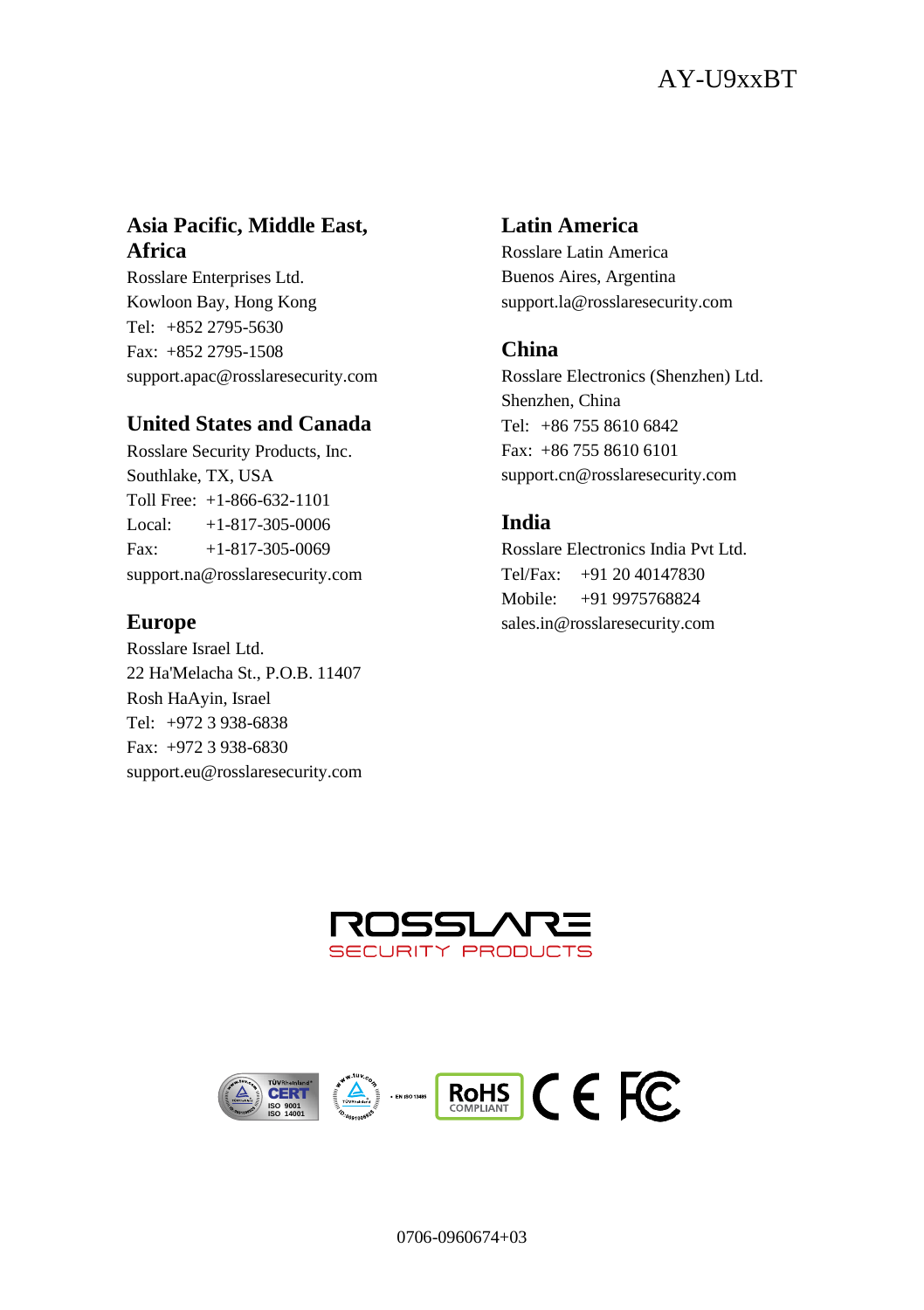## Asia Pacific, Middle East, Africa

Rosslare Enterprises Ltd.
Kowloon Bay, Hong Kong
Tel: +852 2795-5630
Fax: +852 2795-1508
support.apac@rosslaresecurity.com

## United States and Canada

Rosslare Security Products, Inc.
Southlake, TX, USA
Toll Free: +1-866-632-1101
Local: +1-817-305-0006
Fax: +1-817-305-0069
support.na@rosslaresecurity.com

## Europe

Rosslare Israel Ltd.
22 Ha'Melacha St., P.O.B. 11407
Rosh HaAyin, Israel
Tel: +972 3 938-6838
Fax: +972 3 938-6830
support.eu@rosslaresecurity.com

## Latin America

Rosslare Latin America
Buenos Aires, Argentina
support.la@rosslaresecurity.com

## China

Rosslare Electronics (Shenzhen) Ltd.
Shenzhen, China
Tel: +86 755 8610 6842
Fax: +86 755 8610 6101
support.cn@rosslaresecurity.com

## India

Rosslare Electronics India Pvt Ltd.
Tel/Fax: +91 20 40147830
Mobile: +91 9975768824
sales.in@rosslaresecurity.com

ROSSLARE
SECURITY PRODUCTS

0706-0960674+03